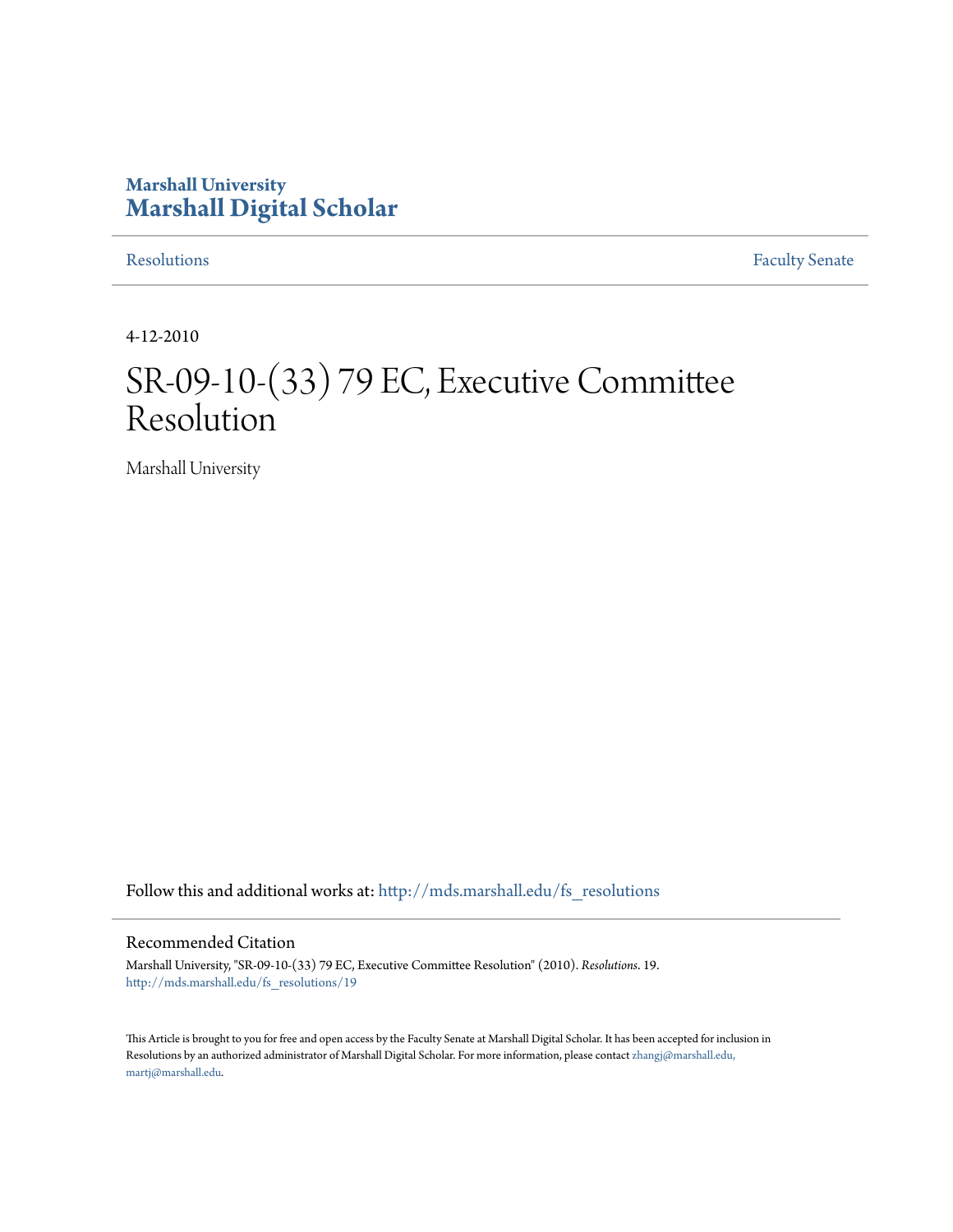Marshall University

**Marshall Digital Scholar**

Resolutions | Faculty Senate

4-12-2010

# SR-09-10-(33) 79 EC, Executive Committee Resolution

Marshall University

Follow this and additional works at: http://mds.marshall.edu/fs_resolutions

## Recommended Citation

Marshall University, "SR-09-10-(33) 79 EC, Executive Committee Resolution" (2010). *Resolutions*. 19.
http://mds.marshall.edu/fs_resolutions/19

This Article is brought to you for free and open access by the Faculty Senate at Marshall Digital Scholar. It has been accepted for inclusion in Resolutions by an authorized administrator of Marshall Digital Scholar. For more information, please contact zhangj@marshall.edu, martj@marshall.edu.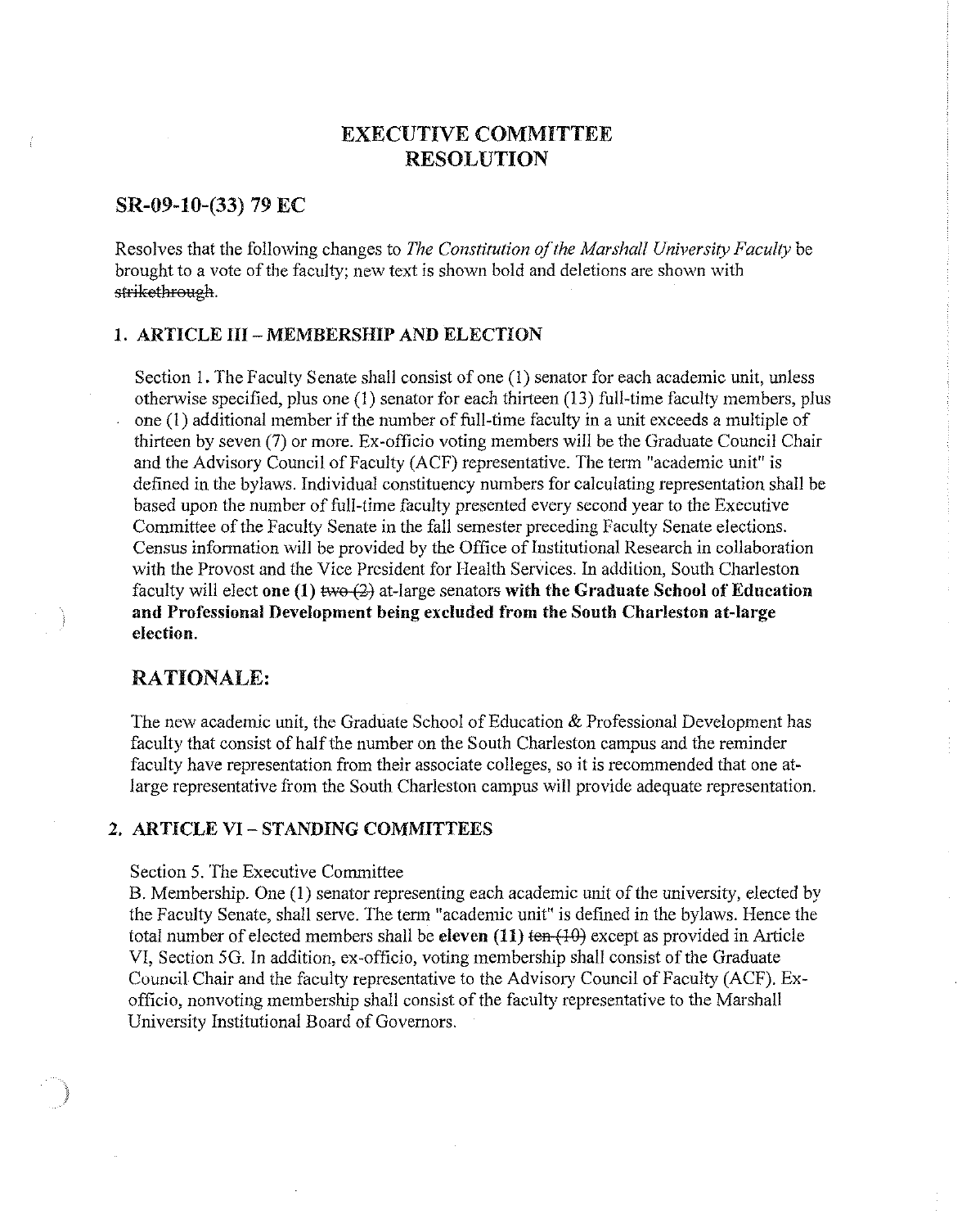# EXECUTIVE COMMITTEE RESOLUTION

## SR-09-10-(33) 79 EC

Resolves that the following changes to *The Constitution of the Marshall University Faculty* be brought to a vote of the faculty; new text is shown bold and deletions are shown with ~~strikethrough~~.

### 1. ARTICLE III – MEMBERSHIP AND ELECTION

Section 1. The Faculty Senate shall consist of one (1) senator for each academic unit, unless otherwise specified, plus one (1) senator for each thirteen (13) full-time faculty members, plus one (1) additional member if the number of full-time faculty in a unit exceeds a multiple of thirteen by seven (7) or more. Ex-officio voting members will be the Graduate Council Chair and the Advisory Council of Faculty (ACF) representative. The term "academic unit" is defined in the bylaws. Individual constituency numbers for calculating representation shall be based upon the number of full-time faculty presented every second year to the Executive Committee of the Faculty Senate in the fall semester preceding Faculty Senate elections. Census information will be provided by the Office of Institutional Research in collaboration with the Provost and the Vice President for Health Services. In addition, South Charleston faculty will elect **one (1)** ~~two (2)~~ at-large senators **with the Graduate School of Education and Professional Development being excluded from the South Charleston at-large election.**

## RATIONALE:

The new academic unit, the Graduate School of Education & Professional Development has faculty that consist of half the number on the South Charleston campus and the reminder faculty have representation from their associate colleges, so it is recommended that one at-large representative from the South Charleston campus will provide adequate representation.

### 2. ARTICLE VI – STANDING COMMITTEES

Section 5. The Executive Committee

B. Membership. One (1) senator representing each academic unit of the university, elected by the Faculty Senate, shall serve. The term "academic unit" is defined in the bylaws. Hence the total number of elected members shall be **eleven (11)** ~~ten (10)~~ except as provided in Article VI, Section 5G. In addition, ex-officio, voting membership shall consist of the Graduate Council Chair and the faculty representative to the Advisory Council of Faculty (ACF). Ex-officio, nonvoting membership shall consist of the faculty representative to the Marshall University Institutional Board of Governors.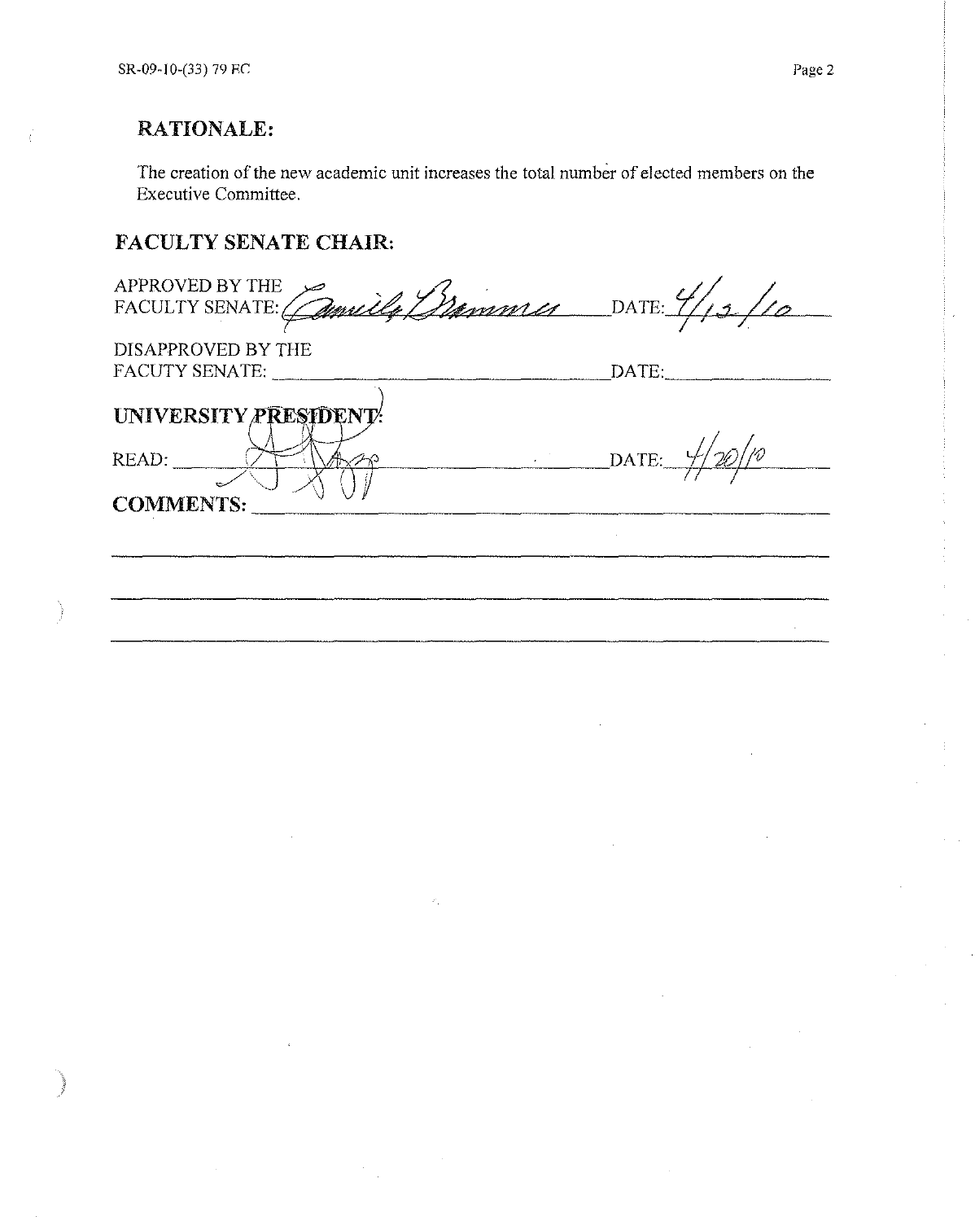## RATIONALE:

The creation of the new academic unit increases the total number of elected members on the Executive Committee.

## FACULTY SENATE CHAIR:

APPROVED BY THE FACULTY SENATE: Camille Brammer DATE: 4/13/10

DISAPPROVED BY THE FACUTY SENATE: ______________________ DATE: ____________

## UNIVERSITY PRESIDENT:

READ: ______________________ DATE: 4/20/10

**COMMENTS:** ______________________